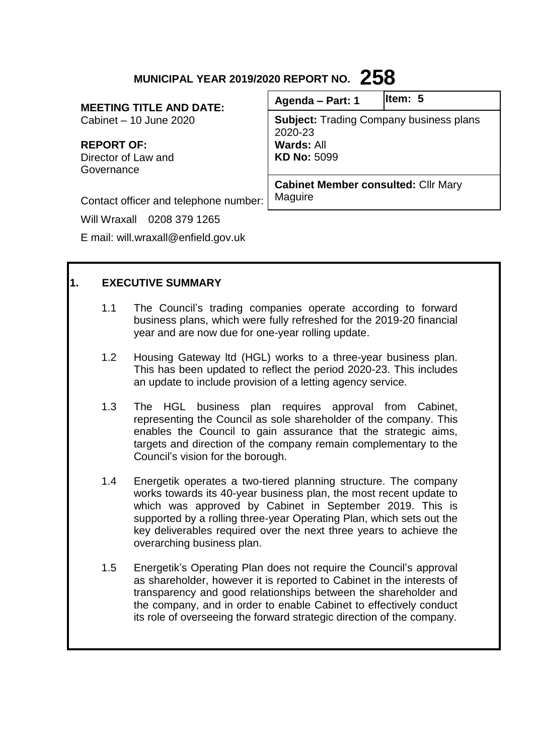**MUNICIPAL YEAR 2019/2020 REPORT NO. 258**

**MEETING TITLE AND DATE:**
Cabinet – 10 June 2020

**REPORT OF:**
Director of Law and Governance

Contact officer and telephone number:

Will Wraxall 0208 379 1265

E mail: will.wraxall@enfield.gov.uk

| Agenda – Part: 1 | Item: 5 |
|---|---|
| **Subject:** Trading Company business plans 2020-23<br>**Wards:** All<br>**KD No:** 5099 | |
| **Cabinet Member consulted:** Cllr Mary Maguire | |

## 1. EXECUTIVE SUMMARY

1.1 The Council's trading companies operate according to forward business plans, which were fully refreshed for the 2019-20 financial year and are now due for one-year rolling update.

1.2 Housing Gateway ltd (HGL) works to a three-year business plan. This has been updated to reflect the period 2020-23. This includes an update to include provision of a letting agency service.

1.3 The HGL business plan requires approval from Cabinet, representing the Council as sole shareholder of the company. This enables the Council to gain assurance that the strategic aims, targets and direction of the company remain complementary to the Council's vision for the borough.

1.4 Energetik operates a two-tiered planning structure. The company works towards its 40-year business plan, the most recent update to which was approved by Cabinet in September 2019. This is supported by a rolling three-year Operating Plan, which sets out the key deliverables required over the next three years to achieve the overarching business plan.

1.5 Energetik's Operating Plan does not require the Council's approval as shareholder, however it is reported to Cabinet in the interests of transparency and good relationships between the shareholder and the company, and in order to enable Cabinet to effectively conduct its role of overseeing the forward strategic direction of the company.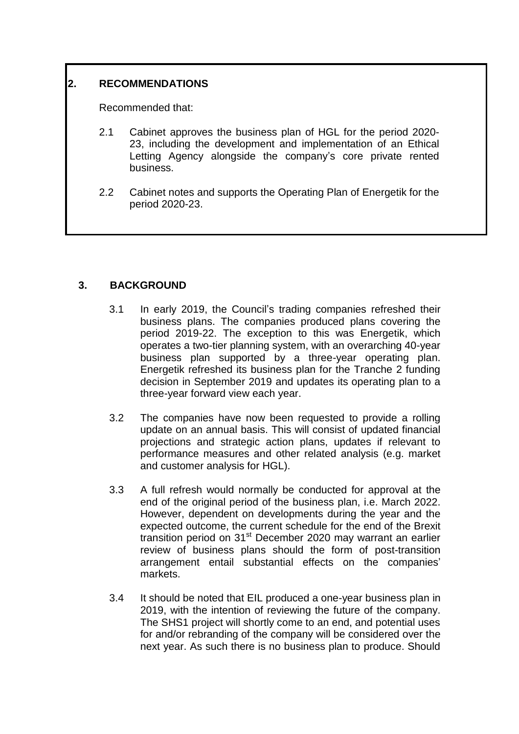## 2. RECOMMENDATIONS

Recommended that:

2.1 Cabinet approves the business plan of HGL for the period 2020-23, including the development and implementation of an Ethical Letting Agency alongside the company's core private rented business.

2.2 Cabinet notes and supports the Operating Plan of Energetik for the period 2020-23.

## 3. BACKGROUND

3.1 In early 2019, the Council's trading companies refreshed their business plans. The companies produced plans covering the period 2019-22. The exception to this was Energetik, which operates a two-tier planning system, with an overarching 40-year business plan supported by a three-year operating plan. Energetik refreshed its business plan for the Tranche 2 funding decision in September 2019 and updates its operating plan to a three-year forward view each year.

3.2 The companies have now been requested to provide a rolling update on an annual basis. This will consist of updated financial projections and strategic action plans, updates if relevant to performance measures and other related analysis (e.g. market and customer analysis for HGL).

3.3 A full refresh would normally be conducted for approval at the end of the original period of the business plan, i.e. March 2022. However, dependent on developments during the year and the expected outcome, the current schedule for the end of the Brexit transition period on 31st December 2020 may warrant an earlier review of business plans should the form of post-transition arrangement entail substantial effects on the companies' markets.

3.4 It should be noted that EIL produced a one-year business plan in 2019, with the intention of reviewing the future of the company. The SHS1 project will shortly come to an end, and potential uses for and/or rebranding of the company will be considered over the next year. As such there is no business plan to produce. Should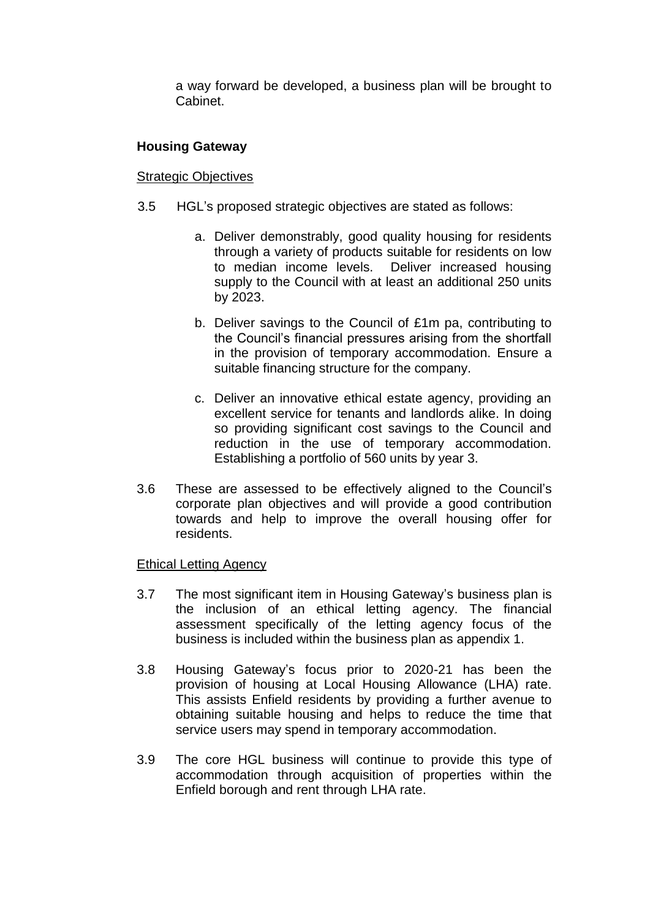a way forward be developed, a business plan will be brought to Cabinet.

**Housing Gateway**

Strategic Objectives

3.5 HGL's proposed strategic objectives are stated as follows:

a. Deliver demonstrably, good quality housing for residents through a variety of products suitable for residents on low to median income levels. Deliver increased housing supply to the Council with at least an additional 250 units by 2023.

b. Deliver savings to the Council of £1m pa, contributing to the Council's financial pressures arising from the shortfall in the provision of temporary accommodation. Ensure a suitable financing structure for the company.

c. Deliver an innovative ethical estate agency, providing an excellent service for tenants and landlords alike. In doing so providing significant cost savings to the Council and reduction in the use of temporary accommodation. Establishing a portfolio of 560 units by year 3.

3.6 These are assessed to be effectively aligned to the Council's corporate plan objectives and will provide a good contribution towards and help to improve the overall housing offer for residents.

Ethical Letting Agency

3.7 The most significant item in Housing Gateway's business plan is the inclusion of an ethical letting agency. The financial assessment specifically of the letting agency focus of the business is included within the business plan as appendix 1.

3.8 Housing Gateway's focus prior to 2020-21 has been the provision of housing at Local Housing Allowance (LHA) rate. This assists Enfield residents by providing a further avenue to obtaining suitable housing and helps to reduce the time that service users may spend in temporary accommodation.

3.9 The core HGL business will continue to provide this type of accommodation through acquisition of properties within the Enfield borough and rent through LHA rate.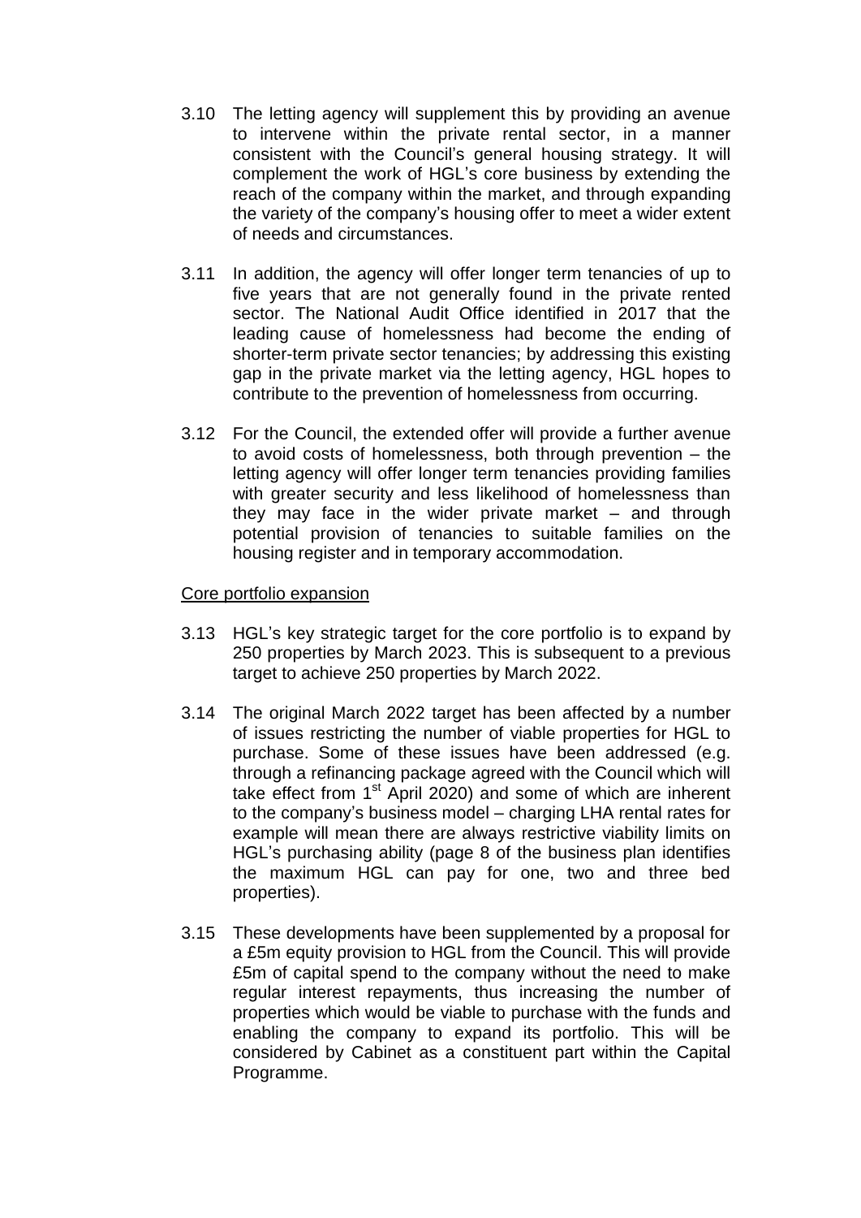3.10 The letting agency will supplement this by providing an avenue to intervene within the private rental sector, in a manner consistent with the Council's general housing strategy. It will complement the work of HGL's core business by extending the reach of the company within the market, and through expanding the variety of the company's housing offer to meet a wider extent of needs and circumstances.

3.11 In addition, the agency will offer longer term tenancies of up to five years that are not generally found in the private rented sector. The National Audit Office identified in 2017 that the leading cause of homelessness had become the ending of shorter-term private sector tenancies; by addressing this existing gap in the private market via the letting agency, HGL hopes to contribute to the prevention of homelessness from occurring.

3.12 For the Council, the extended offer will provide a further avenue to avoid costs of homelessness, both through prevention – the letting agency will offer longer term tenancies providing families with greater security and less likelihood of homelessness than they may face in the wider private market – and through potential provision of tenancies to suitable families on the housing register and in temporary accommodation.

<u>Core portfolio expansion</u>

3.13 HGL's key strategic target for the core portfolio is to expand by 250 properties by March 2023. This is subsequent to a previous target to achieve 250 properties by March 2022.

3.14 The original March 2022 target has been affected by a number of issues restricting the number of viable properties for HGL to purchase. Some of these issues have been addressed (e.g. through a refinancing package agreed with the Council which will take effect from 1st April 2020) and some of which are inherent to the company's business model – charging LHA rental rates for example will mean there are always restrictive viability limits on HGL's purchasing ability (page 8 of the business plan identifies the maximum HGL can pay for one, two and three bed properties).

3.15 These developments have been supplemented by a proposal for a £5m equity provision to HGL from the Council. This will provide £5m of capital spend to the company without the need to make regular interest repayments, thus increasing the number of properties which would be viable to purchase with the funds and enabling the company to expand its portfolio. This will be considered by Cabinet as a constituent part within the Capital Programme.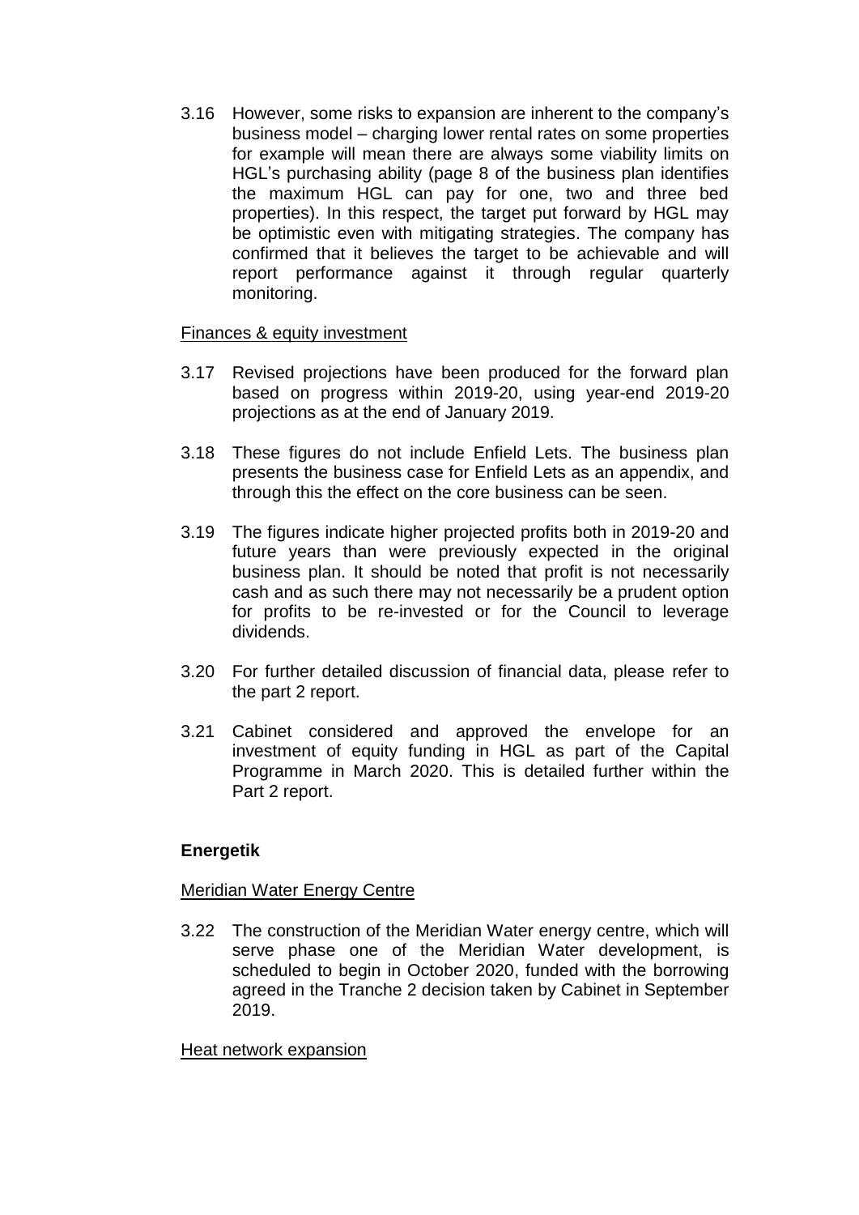3.16 However, some risks to expansion are inherent to the company's business model – charging lower rental rates on some properties for example will mean there are always some viability limits on HGL's purchasing ability (page 8 of the business plan identifies the maximum HGL can pay for one, two and three bed properties). In this respect, the target put forward by HGL may be optimistic even with mitigating strategies. The company has confirmed that it believes the target to be achievable and will report performance against it through regular quarterly monitoring.

Finances & equity investment

3.17 Revised projections have been produced for the forward plan based on progress within 2019-20, using year-end 2019-20 projections as at the end of January 2019.

3.18 These figures do not include Enfield Lets. The business plan presents the business case for Enfield Lets as an appendix, and through this the effect on the core business can be seen.

3.19 The figures indicate higher projected profits both in 2019-20 and future years than were previously expected in the original business plan. It should be noted that profit is not necessarily cash and as such there may not necessarily be a prudent option for profits to be re-invested or for the Council to leverage dividends.

3.20 For further detailed discussion of financial data, please refer to the part 2 report.

3.21 Cabinet considered and approved the envelope for an investment of equity funding in HGL as part of the Capital Programme in March 2020. This is detailed further within the Part 2 report.

**Energetik**

Meridian Water Energy Centre

3.22 The construction of the Meridian Water energy centre, which will serve phase one of the Meridian Water development, is scheduled to begin in October 2020, funded with the borrowing agreed in the Tranche 2 decision taken by Cabinet in September 2019.

Heat network expansion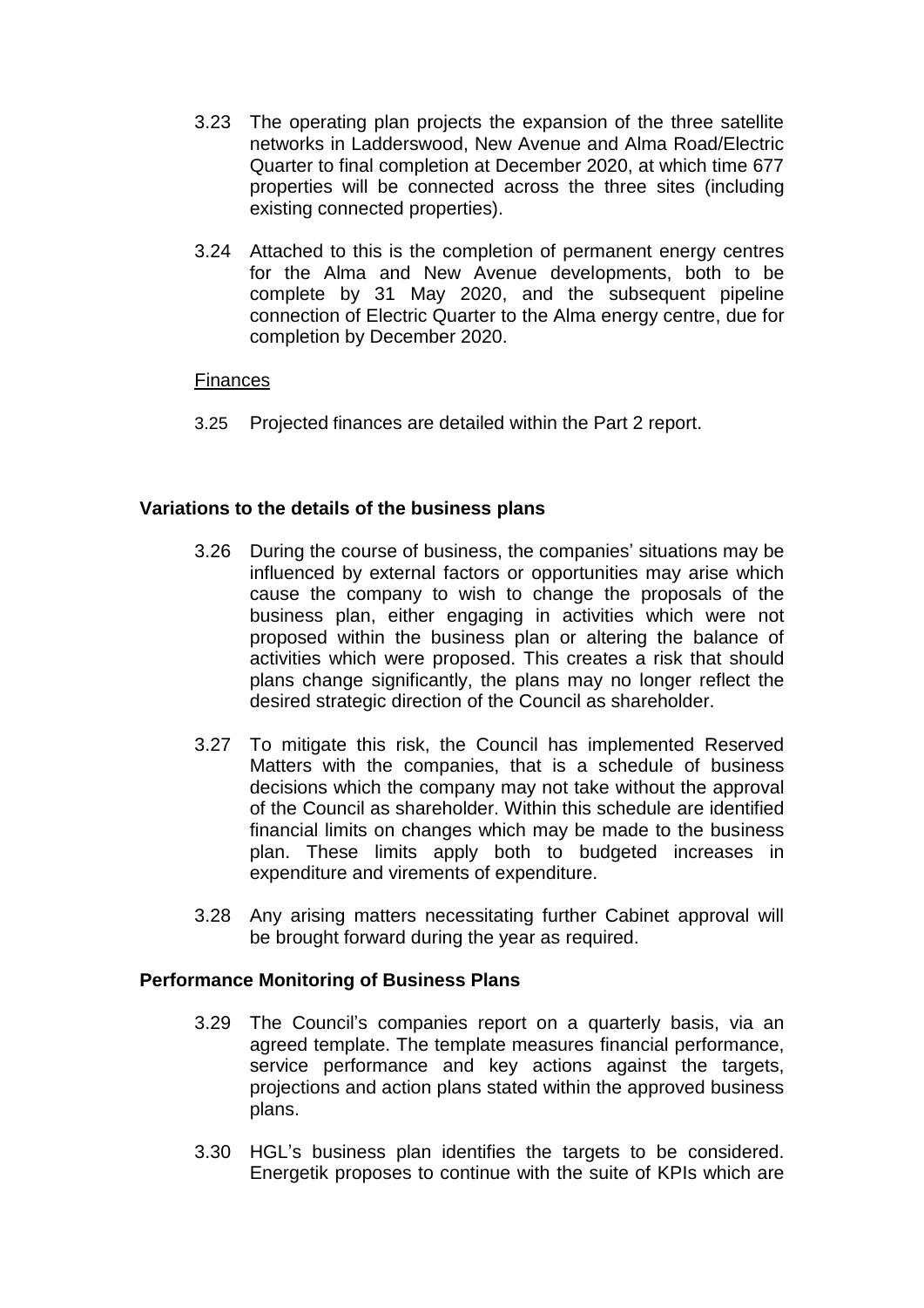3.23 The operating plan projects the expansion of the three satellite networks in Ladderswood, New Avenue and Alma Road/Electric Quarter to final completion at December 2020, at which time 677 properties will be connected across the three sites (including existing connected properties).

3.24 Attached to this is the completion of permanent energy centres for the Alma and New Avenue developments, both to be complete by 31 May 2020, and the subsequent pipeline connection of Electric Quarter to the Alma energy centre, due for completion by December 2020.

Finances

3.25 Projected finances are detailed within the Part 2 report.

**Variations to the details of the business plans**

3.26 During the course of business, the companies' situations may be influenced by external factors or opportunities may arise which cause the company to wish to change the proposals of the business plan, either engaging in activities which were not proposed within the business plan or altering the balance of activities which were proposed. This creates a risk that should plans change significantly, the plans may no longer reflect the desired strategic direction of the Council as shareholder.

3.27 To mitigate this risk, the Council has implemented Reserved Matters with the companies, that is a schedule of business decisions which the company may not take without the approval of the Council as shareholder. Within this schedule are identified financial limits on changes which may be made to the business plan. These limits apply both to budgeted increases in expenditure and virements of expenditure.

3.28 Any arising matters necessitating further Cabinet approval will be brought forward during the year as required.

**Performance Monitoring of Business Plans**

3.29 The Council's companies report on a quarterly basis, via an agreed template. The template measures financial performance, service performance and key actions against the targets, projections and action plans stated within the approved business plans.

3.30 HGL's business plan identifies the targets to be considered. Energetik proposes to continue with the suite of KPIs which are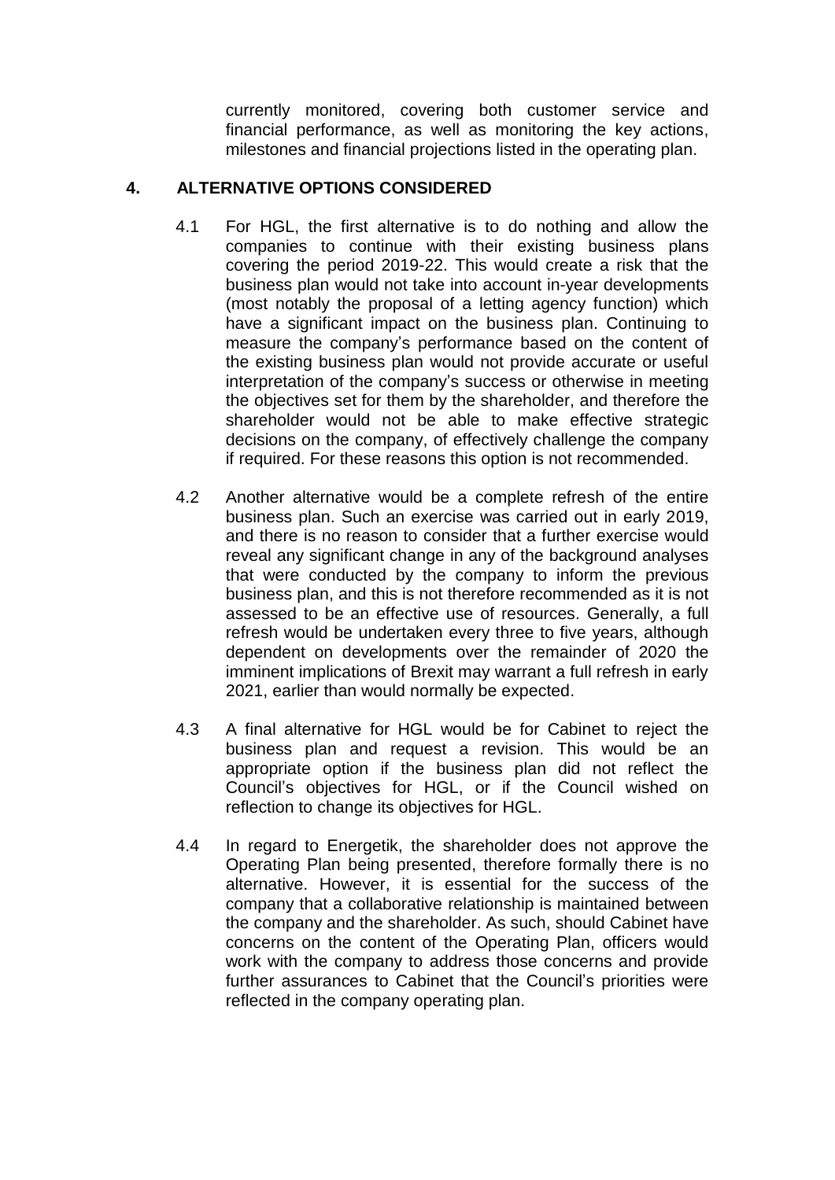currently monitored, covering both customer service and financial performance, as well as monitoring the key actions, milestones and financial projections listed in the operating plan.

## 4. ALTERNATIVE OPTIONS CONSIDERED

4.1 For HGL, the first alternative is to do nothing and allow the companies to continue with their existing business plans covering the period 2019-22. This would create a risk that the business plan would not take into account in-year developments (most notably the proposal of a letting agency function) which have a significant impact on the business plan. Continuing to measure the company's performance based on the content of the existing business plan would not provide accurate or useful interpretation of the company's success or otherwise in meeting the objectives set for them by the shareholder, and therefore the shareholder would not be able to make effective strategic decisions on the company, of effectively challenge the company if required. For these reasons this option is not recommended.

4.2 Another alternative would be a complete refresh of the entire business plan. Such an exercise was carried out in early 2019, and there is no reason to consider that a further exercise would reveal any significant change in any of the background analyses that were conducted by the company to inform the previous business plan, and this is not therefore recommended as it is not assessed to be an effective use of resources. Generally, a full refresh would be undertaken every three to five years, although dependent on developments over the remainder of 2020 the imminent implications of Brexit may warrant a full refresh in early 2021, earlier than would normally be expected.

4.3 A final alternative for HGL would be for Cabinet to reject the business plan and request a revision. This would be an appropriate option if the business plan did not reflect the Council's objectives for HGL, or if the Council wished on reflection to change its objectives for HGL.

4.4 In regard to Energetik, the shareholder does not approve the Operating Plan being presented, therefore formally there is no alternative. However, it is essential for the success of the company that a collaborative relationship is maintained between the company and the shareholder. As such, should Cabinet have concerns on the content of the Operating Plan, officers would work with the company to address those concerns and provide further assurances to Cabinet that the Council's priorities were reflected in the company operating plan.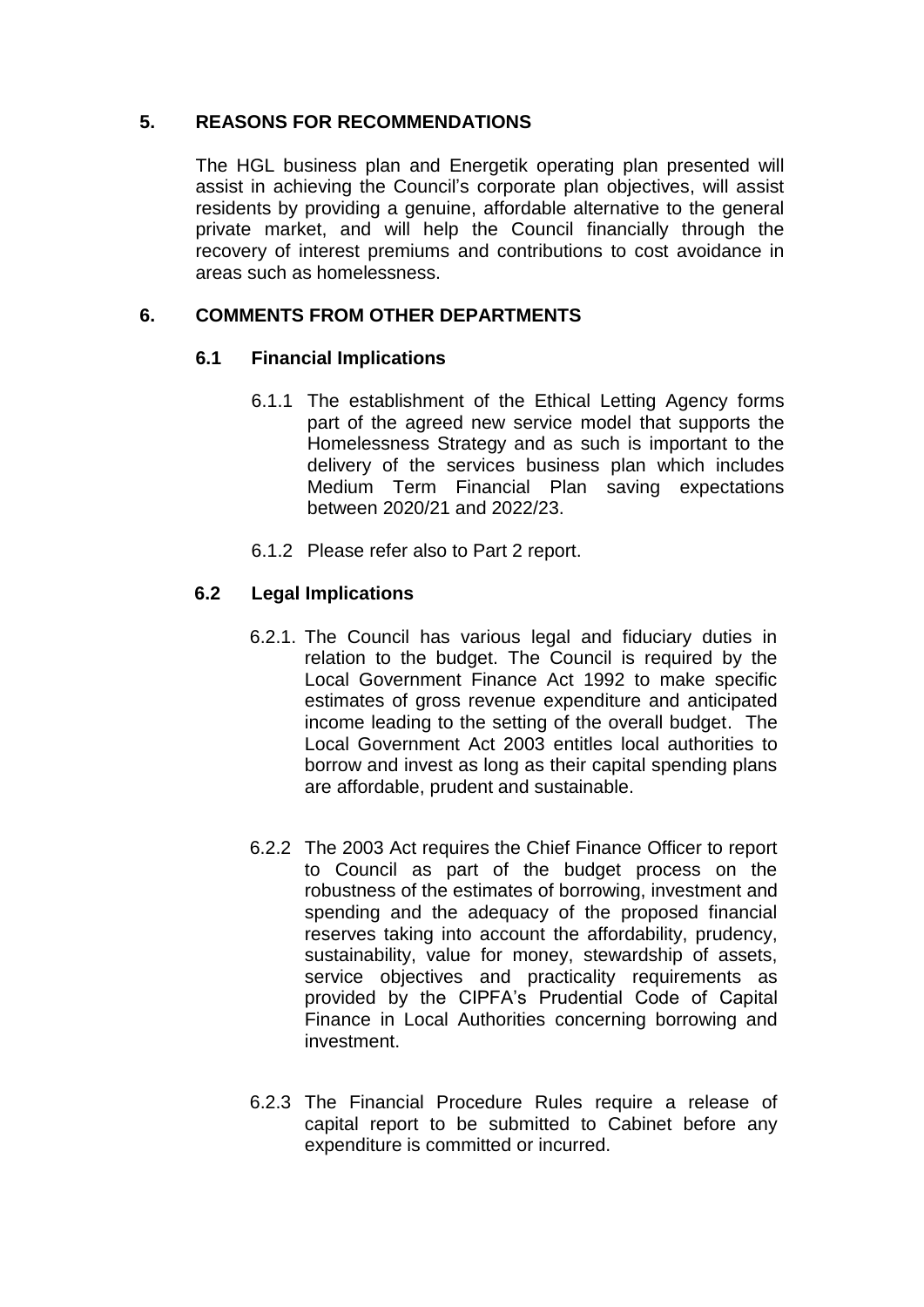## 5. REASONS FOR RECOMMENDATIONS

The HGL business plan and Energetik operating plan presented will assist in achieving the Council's corporate plan objectives, will assist residents by providing a genuine, affordable alternative to the general private market, and will help the Council financially through the recovery of interest premiums and contributions to cost avoidance in areas such as homelessness.

## 6. COMMENTS FROM OTHER DEPARTMENTS

### 6.1 Financial Implications

6.1.1 The establishment of the Ethical Letting Agency forms part of the agreed new service model that supports the Homelessness Strategy and as such is important to the delivery of the services business plan which includes Medium Term Financial Plan saving expectations between 2020/21 and 2022/23.

6.1.2 Please refer also to Part 2 report.

### 6.2 Legal Implications

6.2.1. The Council has various legal and fiduciary duties in relation to the budget. The Council is required by the Local Government Finance Act 1992 to make specific estimates of gross revenue expenditure and anticipated income leading to the setting of the overall budget. The Local Government Act 2003 entitles local authorities to borrow and invest as long as their capital spending plans are affordable, prudent and sustainable.

6.2.2 The 2003 Act requires the Chief Finance Officer to report to Council as part of the budget process on the robustness of the estimates of borrowing, investment and spending and the adequacy of the proposed financial reserves taking into account the affordability, prudency, sustainability, value for money, stewardship of assets, service objectives and practicality requirements as provided by the CIPFA's Prudential Code of Capital Finance in Local Authorities concerning borrowing and investment.

6.2.3 The Financial Procedure Rules require a release of capital report to be submitted to Cabinet before any expenditure is committed or incurred.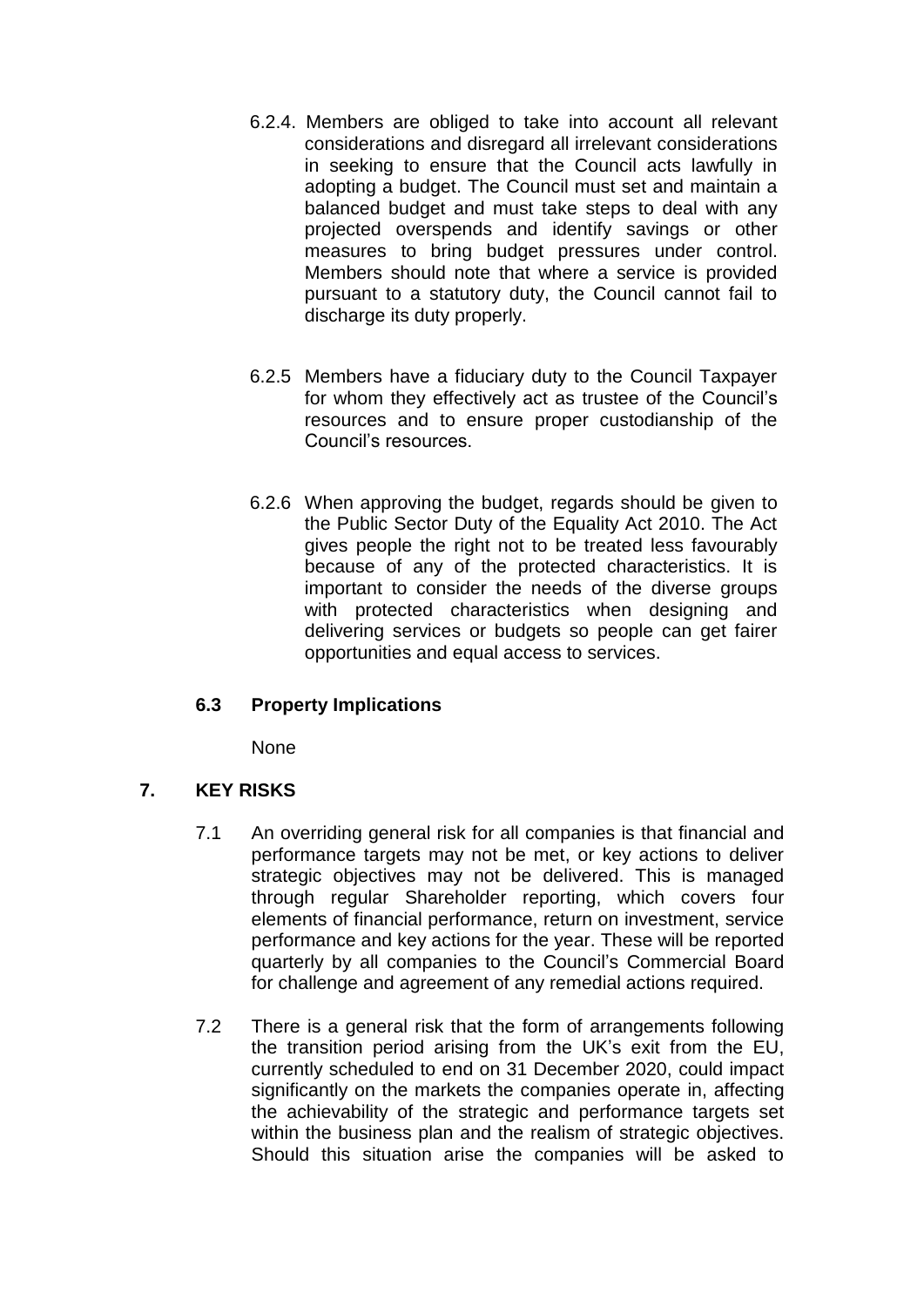6.2.4. Members are obliged to take into account all relevant considerations and disregard all irrelevant considerations in seeking to ensure that the Council acts lawfully in adopting a budget. The Council must set and maintain a balanced budget and must take steps to deal with any projected overspends and identify savings or other measures to bring budget pressures under control. Members should note that where a service is provided pursuant to a statutory duty, the Council cannot fail to discharge its duty properly.

6.2.5 Members have a fiduciary duty to the Council Taxpayer for whom they effectively act as trustee of the Council's resources and to ensure proper custodianship of the Council's resources.

6.2.6 When approving the budget, regards should be given to the Public Sector Duty of the Equality Act 2010. The Act gives people the right not to be treated less favourably because of any of the protected characteristics. It is important to consider the needs of the diverse groups with protected characteristics when designing and delivering services or budgets so people can get fairer opportunities and equal access to services.

### 6.3 Property Implications

None

## 7. KEY RISKS

7.1 An overriding general risk for all companies is that financial and performance targets may not be met, or key actions to deliver strategic objectives may not be delivered. This is managed through regular Shareholder reporting, which covers four elements of financial performance, return on investment, service performance and key actions for the year. These will be reported quarterly by all companies to the Council's Commercial Board for challenge and agreement of any remedial actions required.

7.2 There is a general risk that the form of arrangements following the transition period arising from the UK's exit from the EU, currently scheduled to end on 31 December 2020, could impact significantly on the markets the companies operate in, affecting the achievability of the strategic and performance targets set within the business plan and the realism of strategic objectives. Should this situation arise the companies will be asked to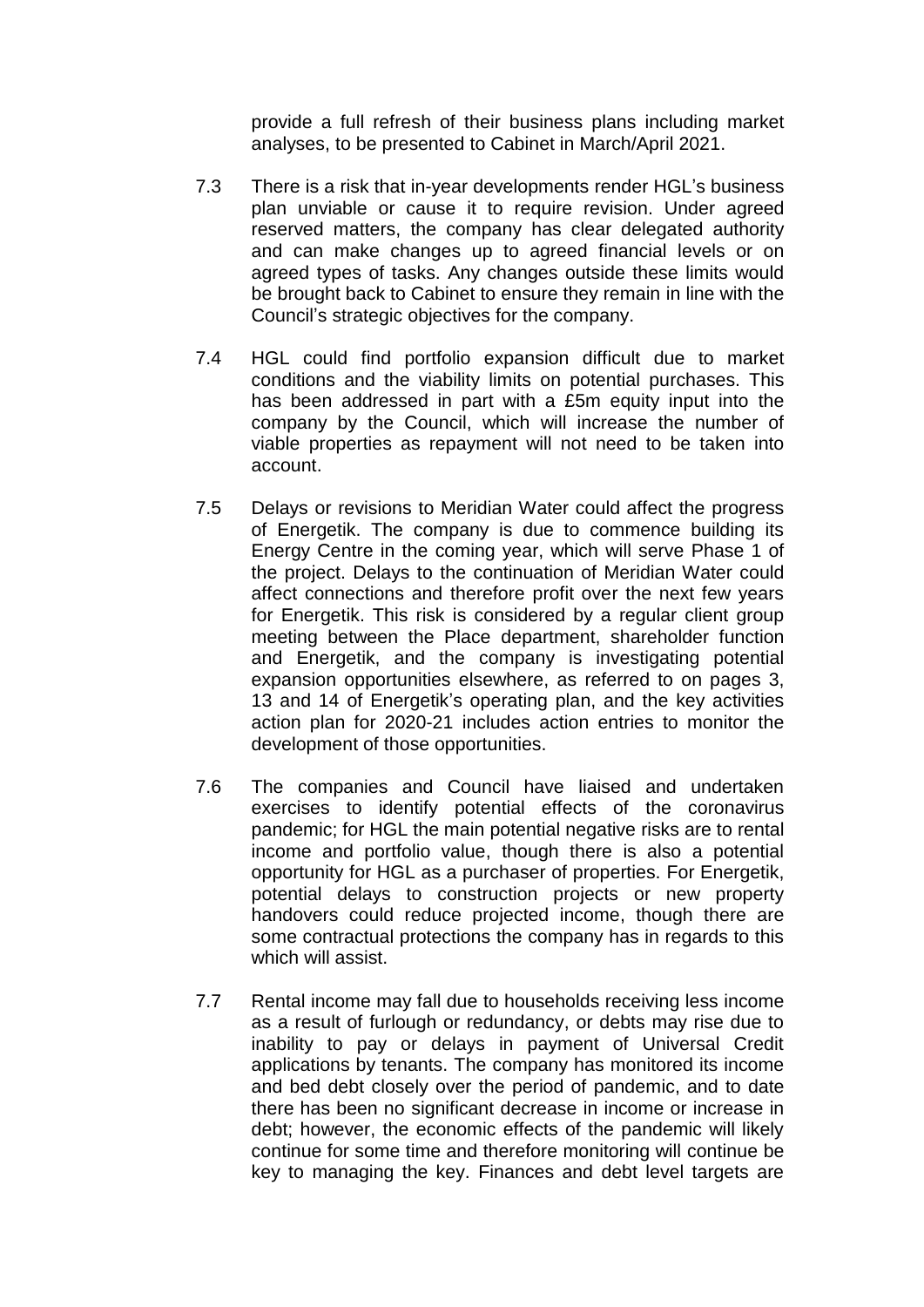provide a full refresh of their business plans including market analyses, to be presented to Cabinet in March/April 2021.

7.3 There is a risk that in-year developments render HGL's business plan unviable or cause it to require revision. Under agreed reserved matters, the company has clear delegated authority and can make changes up to agreed financial levels or on agreed types of tasks. Any changes outside these limits would be brought back to Cabinet to ensure they remain in line with the Council's strategic objectives for the company.

7.4 HGL could find portfolio expansion difficult due to market conditions and the viability limits on potential purchases. This has been addressed in part with a £5m equity input into the company by the Council, which will increase the number of viable properties as repayment will not need to be taken into account.

7.5 Delays or revisions to Meridian Water could affect the progress of Energetik. The company is due to commence building its Energy Centre in the coming year, which will serve Phase 1 of the project. Delays to the continuation of Meridian Water could affect connections and therefore profit over the next few years for Energetik. This risk is considered by a regular client group meeting between the Place department, shareholder function and Energetik, and the company is investigating potential expansion opportunities elsewhere, as referred to on pages 3, 13 and 14 of Energetik's operating plan, and the key activities action plan for 2020-21 includes action entries to monitor the development of those opportunities.

7.6 The companies and Council have liaised and undertaken exercises to identify potential effects of the coronavirus pandemic; for HGL the main potential negative risks are to rental income and portfolio value, though there is also a potential opportunity for HGL as a purchaser of properties. For Energetik, potential delays to construction projects or new property handovers could reduce projected income, though there are some contractual protections the company has in regards to this which will assist.

7.7 Rental income may fall due to households receiving less income as a result of furlough or redundancy, or debts may rise due to inability to pay or delays in payment of Universal Credit applications by tenants. The company has monitored its income and bed debt closely over the period of pandemic, and to date there has been no significant decrease in income or increase in debt; however, the economic effects of the pandemic will likely continue for some time and therefore monitoring will continue be key to managing the key. Finances and debt level targets are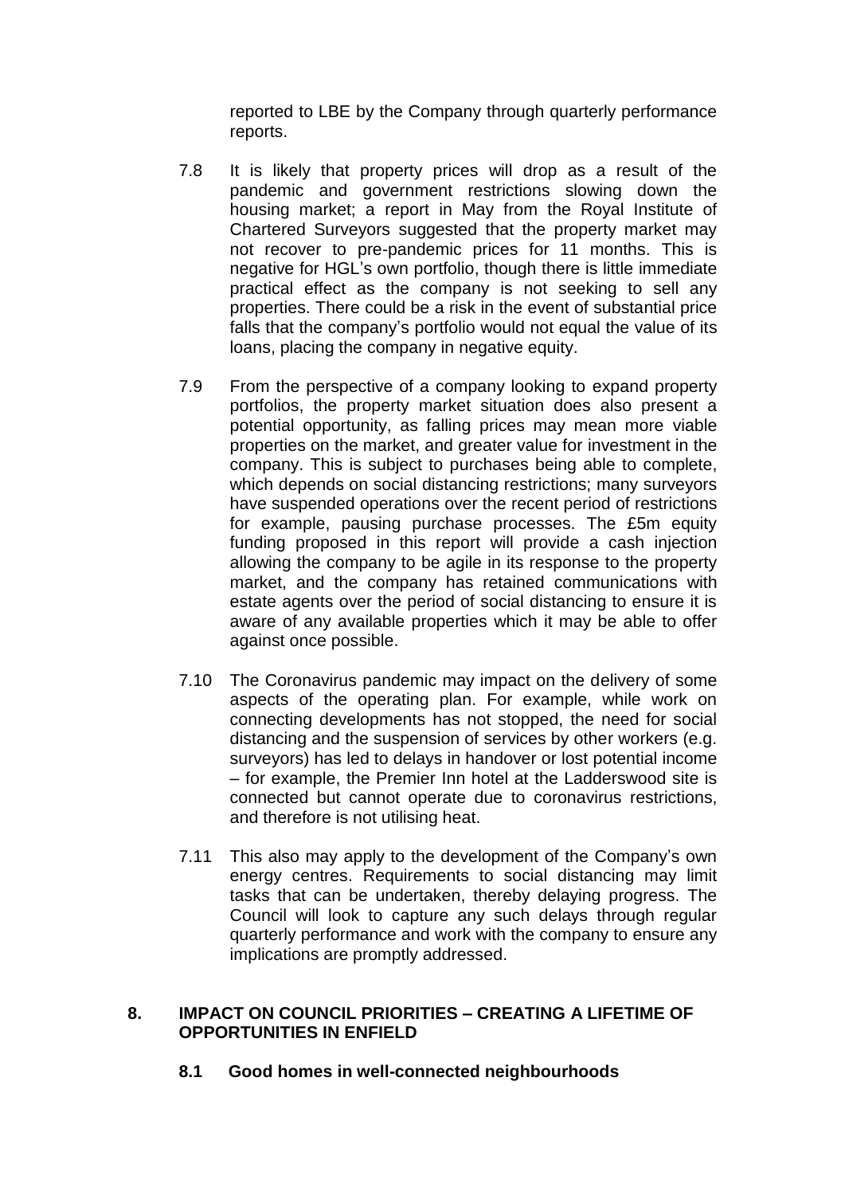reported to LBE by the Company through quarterly performance reports.

7.8 It is likely that property prices will drop as a result of the pandemic and government restrictions slowing down the housing market; a report in May from the Royal Institute of Chartered Surveyors suggested that the property market may not recover to pre-pandemic prices for 11 months. This is negative for HGL's own portfolio, though there is little immediate practical effect as the company is not seeking to sell any properties. There could be a risk in the event of substantial price falls that the company's portfolio would not equal the value of its loans, placing the company in negative equity.

7.9 From the perspective of a company looking to expand property portfolios, the property market situation does also present a potential opportunity, as falling prices may mean more viable properties on the market, and greater value for investment in the company. This is subject to purchases being able to complete, which depends on social distancing restrictions; many surveyors have suspended operations over the recent period of restrictions for example, pausing purchase processes. The £5m equity funding proposed in this report will provide a cash injection allowing the company to be agile in its response to the property market, and the company has retained communications with estate agents over the period of social distancing to ensure it is aware of any available properties which it may be able to offer against once possible.

7.10 The Coronavirus pandemic may impact on the delivery of some aspects of the operating plan. For example, while work on connecting developments has not stopped, the need for social distancing and the suspension of services by other workers (e.g. surveyors) has led to delays in handover or lost potential income – for example, the Premier Inn hotel at the Ladderswood site is connected but cannot operate due to coronavirus restrictions, and therefore is not utilising heat.

7.11 This also may apply to the development of the Company's own energy centres. Requirements to social distancing may limit tasks that can be undertaken, thereby delaying progress. The Council will look to capture any such delays through regular quarterly performance and work with the company to ensure any implications are promptly addressed.

## 8. IMPACT ON COUNCIL PRIORITIES – CREATING A LIFETIME OF OPPORTUNITIES IN ENFIELD

### 8.1 Good homes in well-connected neighbourhoods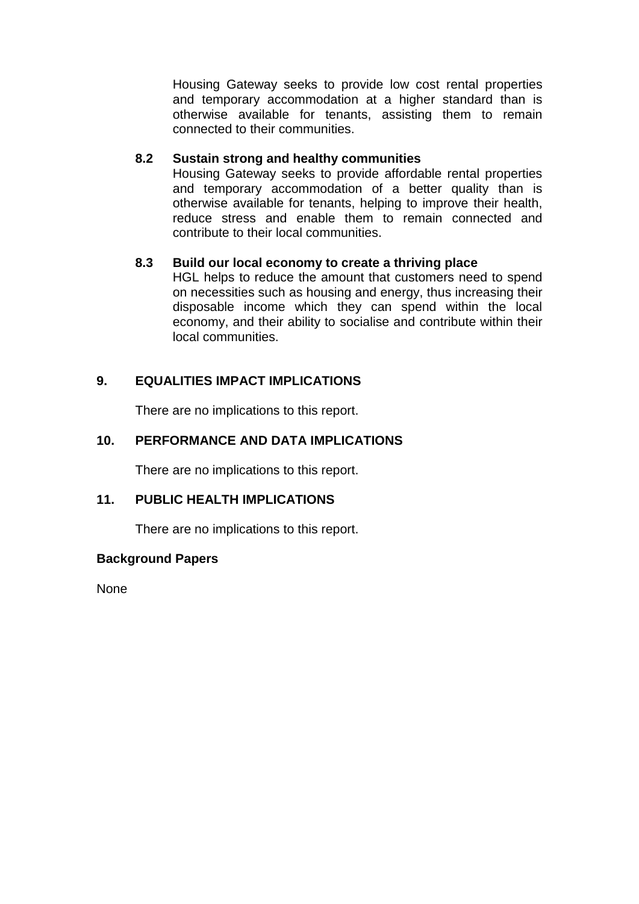Housing Gateway seeks to provide low cost rental properties and temporary accommodation at a higher standard than is otherwise available for tenants, assisting them to remain connected to their communities.

**8.2 Sustain strong and healthy communities**

Housing Gateway seeks to provide affordable rental properties and temporary accommodation of a better quality than is otherwise available for tenants, helping to improve their health, reduce stress and enable them to remain connected and contribute to their local communities.

**8.3 Build our local economy to create a thriving place**

HGL helps to reduce the amount that customers need to spend on necessities such as housing and energy, thus increasing their disposable income which they can spend within the local economy, and their ability to socialise and contribute within their local communities.

## 9. EQUALITIES IMPACT IMPLICATIONS

There are no implications to this report.

## 10. PERFORMANCE AND DATA IMPLICATIONS

There are no implications to this report.

## 11. PUBLIC HEALTH IMPLICATIONS

There are no implications to this report.

**Background Papers**

None